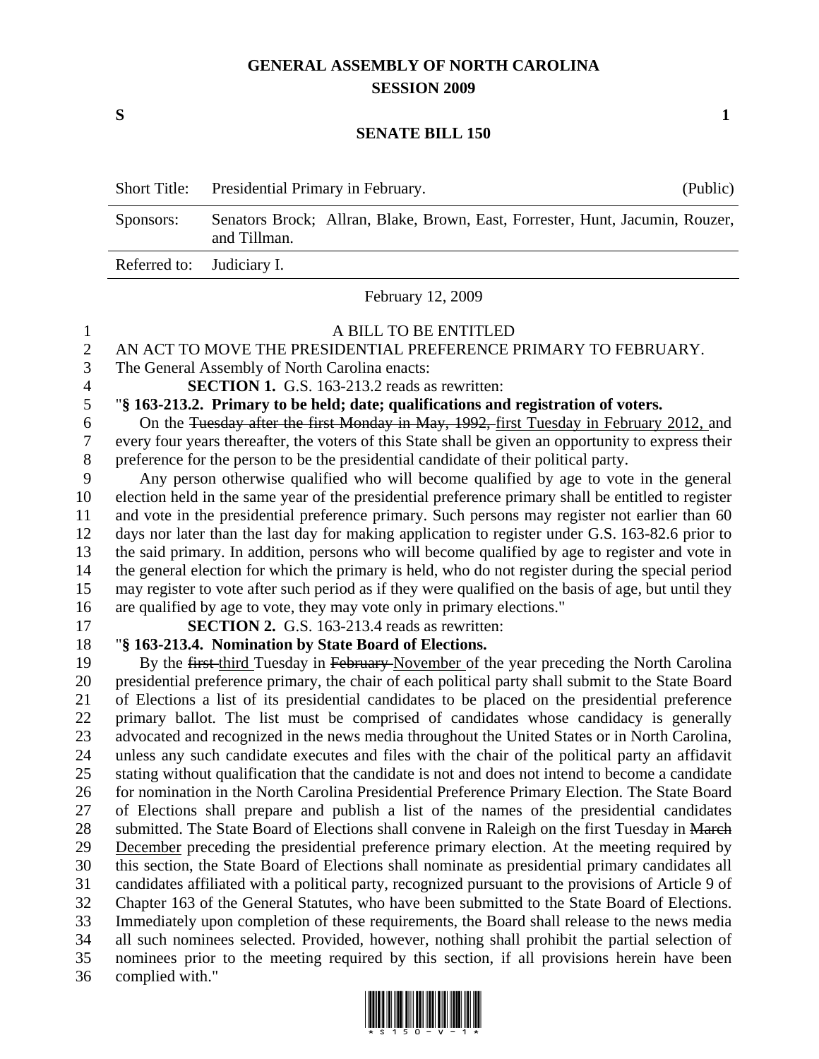# GENERAL ASSEMBLY OF NORTH CAROLINA
## SESSION 2009

**S** **1**

## SENATE BILL 150

| | | |
|---|---|---|
| Short Title: | Presidential Primary in February. | (Public) |
| Sponsors: | Senators Brock; Allran, Blake, Brown, East, Forrester, Hunt, Jacumin, Rouzer, and Tillman. | |
| Referred to: | Judiciary I. | |

February 12, 2009

A BILL TO BE ENTITLED

AN ACT TO MOVE THE PRESIDENTIAL PREFERENCE PRIMARY TO FEBRUARY.

The General Assembly of North Carolina enacts:

**SECTION 1.** G.S. 163-213.2 reads as rewritten:

"**§ 163-213.2. Primary to be held; date; qualifications and registration of voters.**

On the ~~Tuesday after the first Monday in May, 1992,~~ <u>first Tuesday in February 2012,</u> and every four years thereafter, the voters of this State shall be given an opportunity to express their preference for the person to be the presidential candidate of their political party.

Any person otherwise qualified who will become qualified by age to vote in the general election held in the same year of the presidential preference primary shall be entitled to register and vote in the presidential preference primary. Such persons may register not earlier than 60 days nor later than the last day for making application to register under G.S. 163-82.6 prior to the said primary. In addition, persons who will become qualified by age to register and vote in the general election for which the primary is held, who do not register during the special period may register to vote after such period as if they were qualified on the basis of age, but until they are qualified by age to vote, they may vote only in primary elections."

**SECTION 2.** G.S. 163-213.4 reads as rewritten:

"**§ 163-213.4. Nomination by State Board of Elections.**

By the ~~first~~ <u>third</u> Tuesday in ~~February~~ <u>November</u> of the year preceding the North Carolina presidential preference primary, the chair of each political party shall submit to the State Board of Elections a list of its presidential candidates to be placed on the presidential preference primary ballot. The list must be comprised of candidates whose candidacy is generally advocated and recognized in the news media throughout the United States or in North Carolina, unless any such candidate executes and files with the chair of the political party an affidavit stating without qualification that the candidate is not and does not intend to become a candidate for nomination in the North Carolina Presidential Preference Primary Election. The State Board of Elections shall prepare and publish a list of the names of the presidential candidates submitted. The State Board of Elections shall convene in Raleigh on the first Tuesday in ~~March~~ <u>December</u> preceding the presidential preference primary election. At the meeting required by this section, the State Board of Elections shall nominate as presidential primary candidates all candidates affiliated with a political party, recognized pursuant to the provisions of Article 9 of Chapter 163 of the General Statutes, who have been submitted to the State Board of Elections. Immediately upon completion of these requirements, the Board shall release to the news media all such nominees selected. Provided, however, nothing shall prohibit the partial selection of nominees prior to the meeting required by this section, if all provisions herein have been complied with."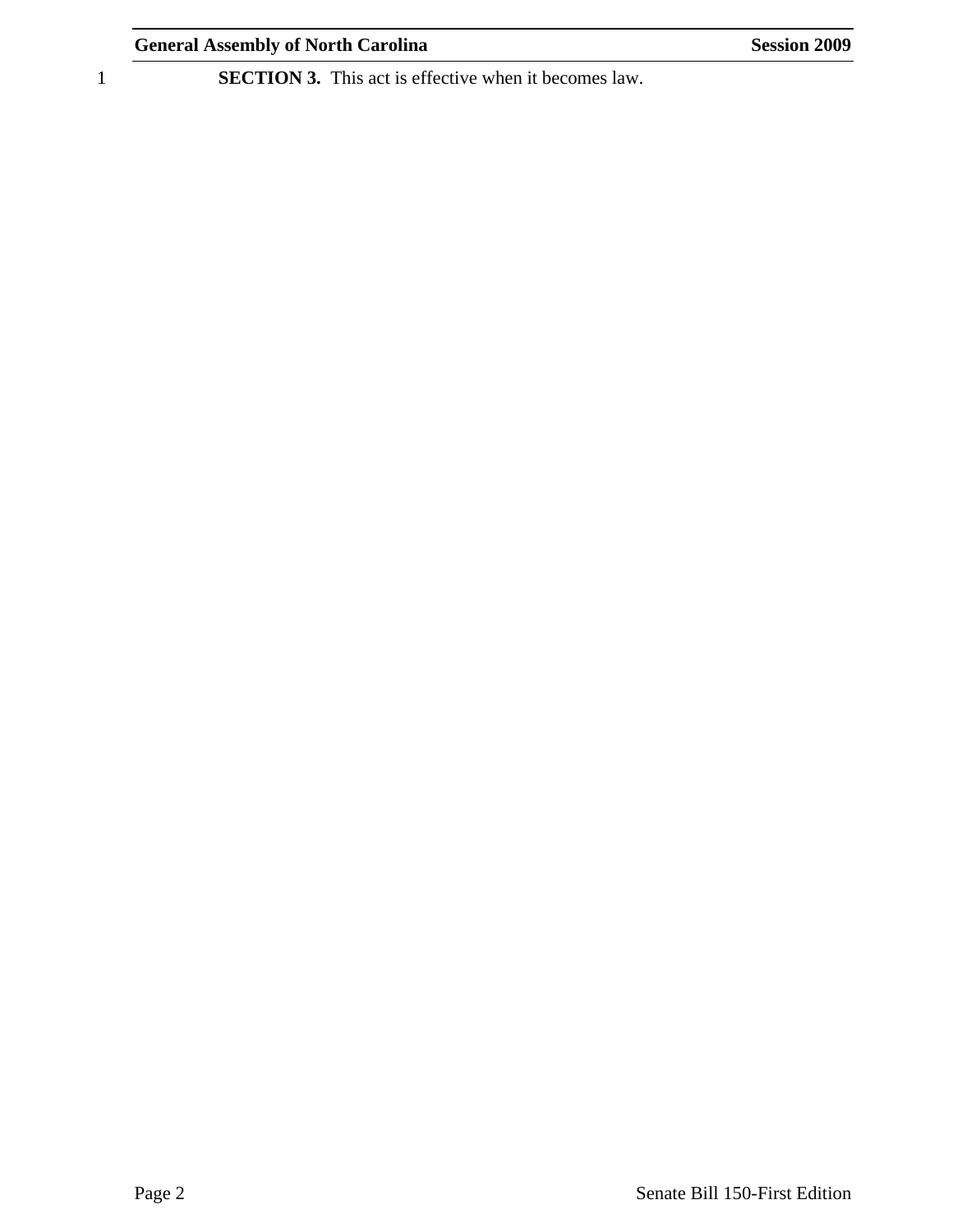**SECTION 3.** This act is effective when it becomes law.